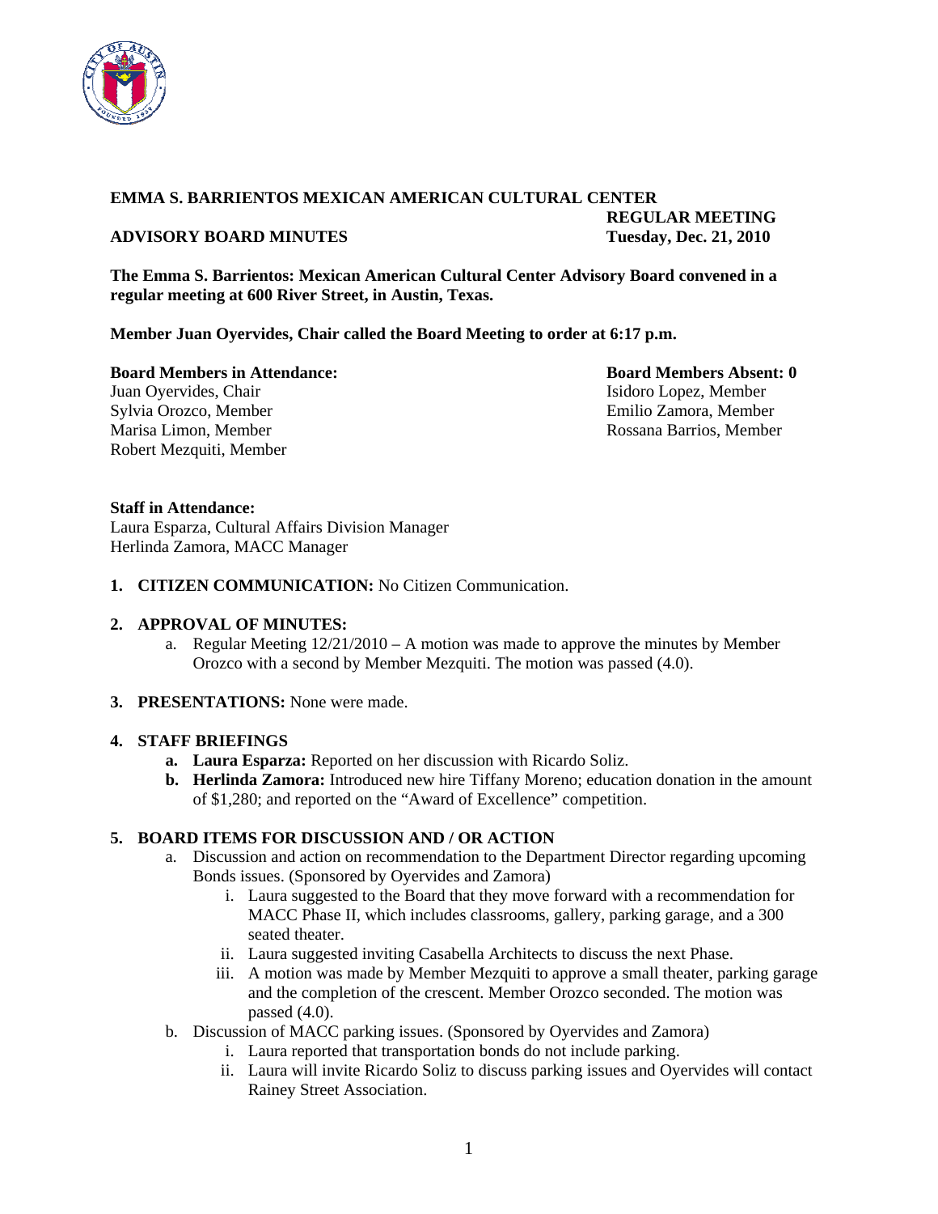**EMMA S. BARRIENTOS MEXICAN AMERICAN CULTURAL CENTER**

**ADVISORY BOARD MINUTES**

**REGULAR MEETING**
**Tuesday, Dec. 21, 2010**

**The Emma S. Barrientos: Mexican American Cultural Center Advisory Board convened in a regular meeting at 600 River Street, in Austin, Texas.**

**Member Juan Oyervides, Chair called the Board Meeting to order at 6:17 p.m.**

**Board Members in Attendance:**
Juan Oyervides, Chair
Sylvia Orozco, Member
Marisa Limon, Member
Robert Mezquiti, Member
Isidoro Lopez, Member
Emilio Zamora, Member
Rossana Barrios, Member

**Board Members Absent: 0**

**Staff in Attendance:**
Laura Esparza, Cultural Affairs Division Manager
Herlinda Zamora, MACC Manager

1. **CITIZEN COMMUNICATION:** No Citizen Communication.

2. **APPROVAL OF MINUTES:**
   a. Regular Meeting 12/21/2010 – A motion was made to approve the minutes by Member Orozco with a second by Member Mezquiti. The motion was passed (4.0).

3. **PRESENTATIONS:** None were made.

4. **STAFF BRIEFINGS**
   a. **Laura Esparza:** Reported on her discussion with Ricardo Soliz.
   b. **Herlinda Zamora:** Introduced new hire Tiffany Moreno; education donation in the amount of $1,280; and reported on the "Award of Excellence" competition.

5. **BOARD ITEMS FOR DISCUSSION AND / OR ACTION**
   a. Discussion and action on recommendation to the Department Director regarding upcoming Bonds issues. (Sponsored by Oyervides and Zamora)
      i. Laura suggested to the Board that they move forward with a recommendation for MACC Phase II, which includes classrooms, gallery, parking garage, and a 300 seated theater.
      ii. Laura suggested inviting Casabella Architects to discuss the next Phase.
      iii. A motion was made by Member Mezquiti to approve a small theater, parking garage and the completion of the crescent. Member Orozco seconded. The motion was passed (4.0).
   b. Discussion of MACC parking issues. (Sponsored by Oyervides and Zamora)
      i. Laura reported that transportation bonds do not include parking.
      ii. Laura will invite Ricardo Soliz to discuss parking issues and Oyervides will contact Rainey Street Association.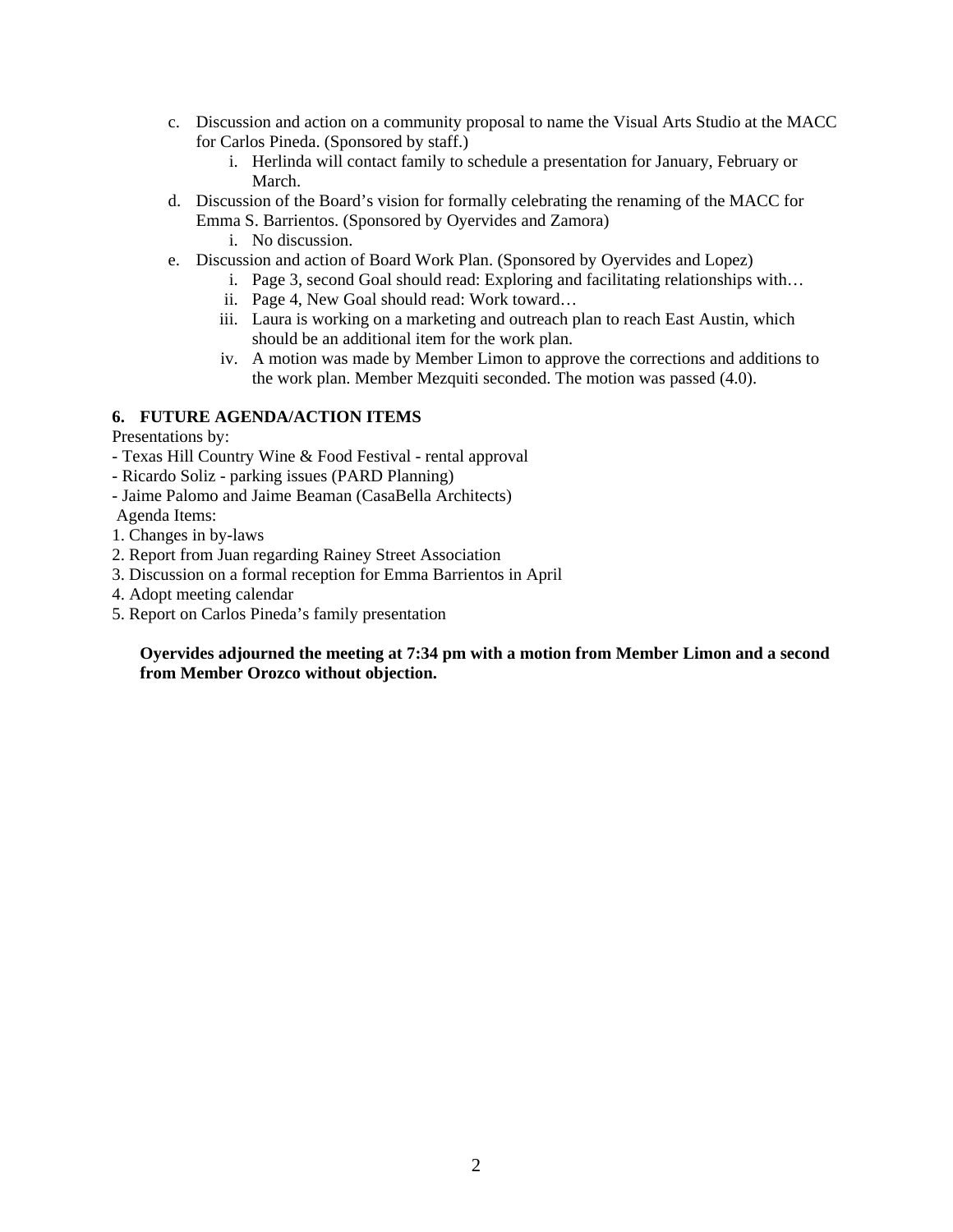c. Discussion and action on a community proposal to name the Visual Arts Studio at the MACC for Carlos Pineda. (Sponsored by staff.)
    i. Herlinda will contact family to schedule a presentation for January, February or March.
d. Discussion of the Board's vision for formally celebrating the renaming of the MACC for Emma S. Barrientos. (Sponsored by Oyervides and Zamora)
    i. No discussion.
e. Discussion and action of Board Work Plan. (Sponsored by Oyervides and Lopez)
    i. Page 3, second Goal should read: Exploring and facilitating relationships with…
    ii. Page 4, New Goal should read: Work toward…
    iii. Laura is working on a marketing and outreach plan to reach East Austin, which should be an additional item for the work plan.
    iv. A motion was made by Member Limon to approve the corrections and additions to the work plan. Member Mezquiti seconded. The motion was passed (4.0).

**6. FUTURE AGENDA/ACTION ITEMS**

Presentations by:

- Texas Hill Country Wine & Food Festival - rental approval
- Ricardo Soliz - parking issues (PARD Planning)
- Jaime Palomo and Jaime Beaman (CasaBella Architects)

Agenda Items:

1. Changes in by-laws
2. Report from Juan regarding Rainey Street Association
3. Discussion on a formal reception for Emma Barrientos in April
4. Adopt meeting calendar
5. Report on Carlos Pineda's family presentation

**Oyervides adjourned the meeting at 7:34 pm with a motion from Member Limon and a second from Member Orozco without objection.**